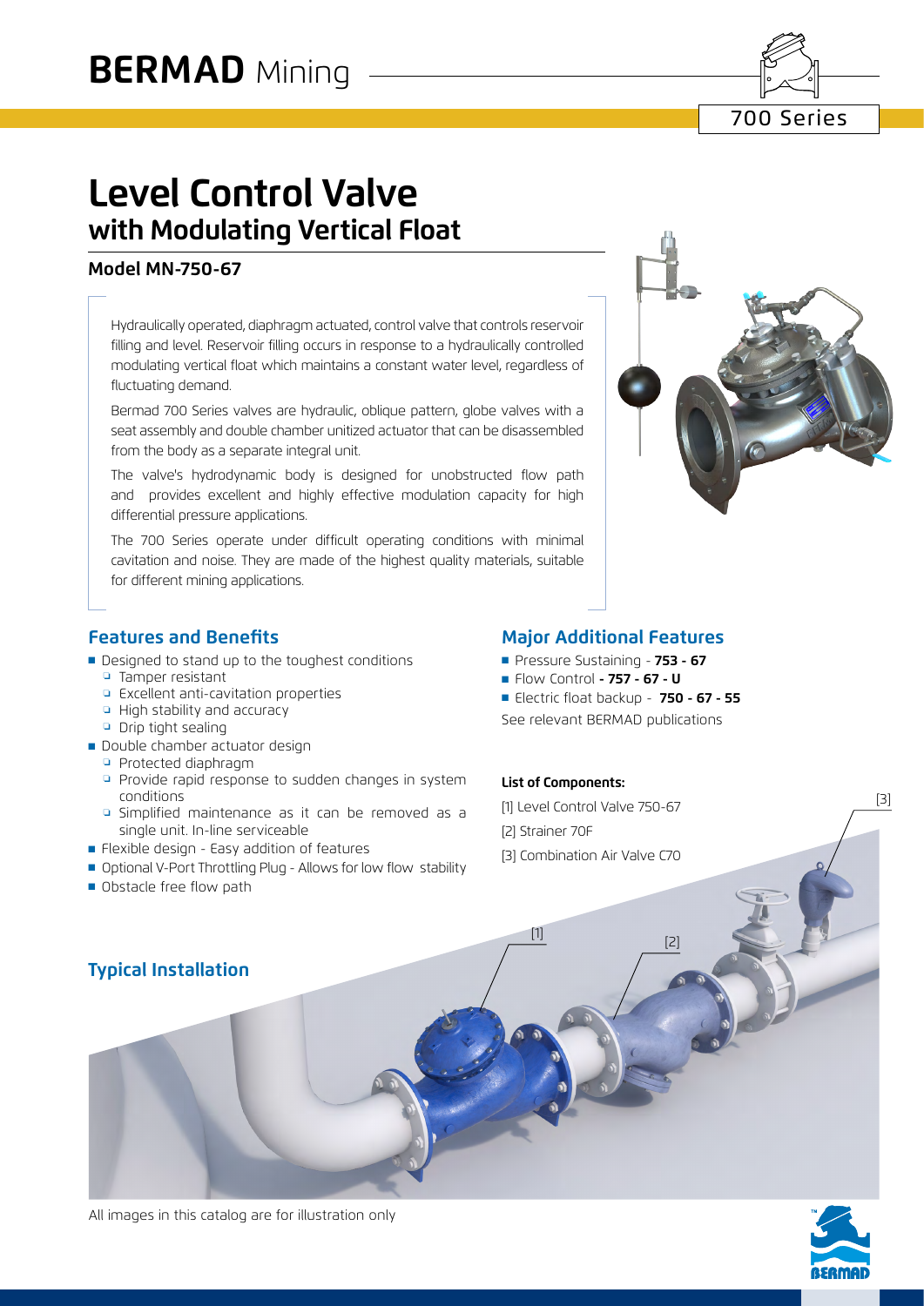# BERMAD Mining

700 Series

# Level Control Valve
## with Modulating Vertical Float

### Model MN-750-67

Hydraulically operated, diaphragm actuated, control valve that controls reservoir filling and level. Reservoir filling occurs in response to a hydraulically controlled modulating vertical float which maintains a constant water level, regardless of fluctuating demand.

Bermad 700 Series valves are hydraulic, oblique pattern, globe valves with a seat assembly and double chamber unitized actuator that can be disassembled from the body as a separate integral unit.

The valve's hydrodynamic body is designed for unobstructed flow path and provides excellent and highly effective modulation capacity for high differential pressure applications.

The 700 Series operate under difficult operating conditions with minimal cavitation and noise. They are made of the highest quality materials, suitable for different mining applications.

## Features and Benefits

- Designed to stand up to the toughest conditions
  - Tamper resistant
  - Excellent anti-cavitation properties
  - High stability and accuracy
  - Drip tight sealing
- Double chamber actuator design
  - Protected diaphragm
  - Provide rapid response to sudden changes in system conditions
  - Simplified maintenance as it can be removed as a single unit. In-line serviceable
- Flexible design - Easy addition of features
- Optional V-Port Throttling Plug - Allows for low flow stability
- Obstacle free flow path

## Major Additional Features

- Pressure Sustaining - **753 - 67**
- Flow Control **- 757 - 67 - U**
- Electric float backup - **750 - 67 - 55**

See relevant BERMAD publications

**List of Components:**

[1] Level Control Valve 750-67

[2] Strainer 70F

[3] Combination Air Valve C70

## Typical Installation

[1] [2] [3]

All images in this catalog are for illustration only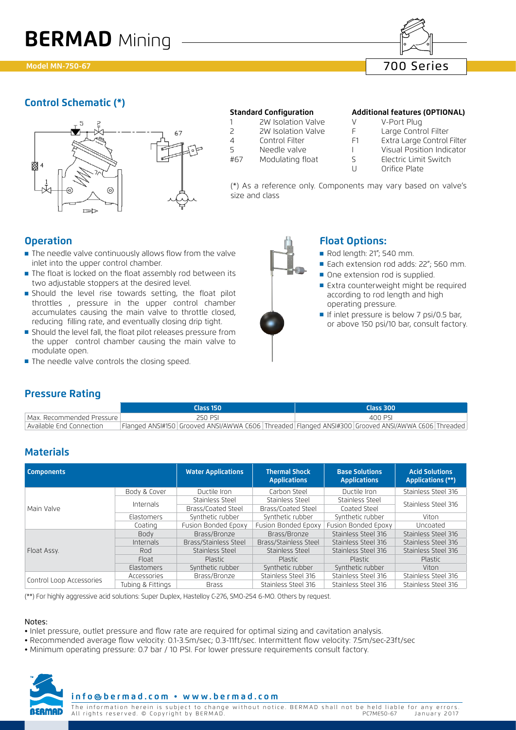# BERMAD Mining

**Model MN-750-67**

700 Series

## Control Schematic (*)

### Standard Configuration

| | |
|---|---|
| 1 | 2W Isolation Valve |
| 2 | 2W Isolation Valve |
| 4 | Control Filter |
| 5 | Needle valve |
| #67 | Modulating float |

### Additional features (OPTIONAL)

| | |
|---|---|
| V | V-Port Plug |
| F | Large Control Filter |
| F1 | Extra Large Control Filter |
| I | Visual Position Indicator |
| S | Electric Limit Switch |
| U | Orifice Plate |

(*) As a reference only. Components may vary based on valve's size and class

## Operation

- The needle valve continuously allows flow from the valve inlet into the upper control chamber.
- The float is locked on the float assembly rod between its two adjustable stoppers at the desired level.
- Should the level rise towards setting, the float pilot throttles , pressure in the upper control chamber accumulates causing the main valve to throttle closed, reducing filling rate, and eventually closing drip tight.
- Should the level fall, the float pilot releases pressure from the upper control chamber causing the main valve to modulate open.
- The needle valve controls the closing speed.

## Float Options:

- Rod length: 21"; 540 mm.
- Each extension rod adds: 22"; 560 mm.
- One extension rod is supplied.
- Extra counterweight might be required according to rod length and high operating pressure.
- If inlet pressure is below 7 psi/0.5 bar, or above 150 psi/10 bar, consult factory.

## Pressure Rating

| | Class 150 | | | Class 300 | | |
|---|---|---|---|---|---|---|
| Max. Recommended Pressure | 250 PSI | | | 400 PSI | | |
| Available End Connection | Flanged ANSI#150 | Grooved ANSI/AWWA C606 | Threaded | Flanged ANSI#300 | Grooved ANSI/AWWA C606 | Threaded |

## Materials

| Components | | Water Applications | Thermal Shock Applications | Base Solutions Applications | Acid Solutions Applications (**) |
|---|---|---|---|---|---|
| Main Valve | Body & Cover | Ductile Iron | Carbon Steel | Ductile Iron | Stainless Steel 316 |
| | Internals | Stainless Steel | Stainless Steel | Stainless Steel | Stainless Steel 316 |
| | | Brass/Coated Steel | Brass/Coated Steel | Coated Steel | |
| | Elastomers | Synthetic rubber | Synthetic rubber | Synthetic rubber | Viton |
| | Coating | Fusion Bonded Epoxy | Fusion Bonded Epoxy | Fusion Bonded Epoxy | Uncoated |
| Float Assy. | Body | Brass/Bronze | Brass/Bronze | Stainless Steel 316 | Stainless Steel 316 |
| | Internals | Brass/Stainless Steel | Brass/Stainless Steel | Stainless Steel 316 | Stainless Steel 316 |
| | Rod | Stainless Steel | Stainless Steel | Stainless Steel 316 | Stainless Steel 316 |
| | Float | Plastic | Plastic | Plastic | Plastic |
| | Elastomers | Synthetic rubber | Synthetic rubber | Synthetic rubber | Viton |
| Control Loop Accessories | Accessories | Brass/Bronze | Stainless Steel 316 | Stainless Steel 316 | Stainless Steel 316 |
| | Tubing & Fittings | Brass | Stainless Steel 316 | Stainless Steel 316 | Stainless Steel 316 |

(**) For highly aggressive acid solutions: Super Duplex, Hastelloy C-276, SMO-254 6-MO. Others by request.

Notes:

- Inlet pressure, outlet pressure and flow rate are required for optimal sizing and cavitation analysis.
- Recommended average flow velocity: 0.1-3.5m/sec; 0.3-11ft/sec. Intermittent flow velocity: 7.5m/sec-23ft/sec
- Minimum operating pressure: 0.7 bar / 10 PSI. For lower pressure requirements consult factory.

info@bermad.com • www.bermad.com

The information herein is subject to change without notice. BERMAD shall not be held liable for any errors. All rights reserved. © Copyright by BERMAD. PC7ME50-67 January 2017